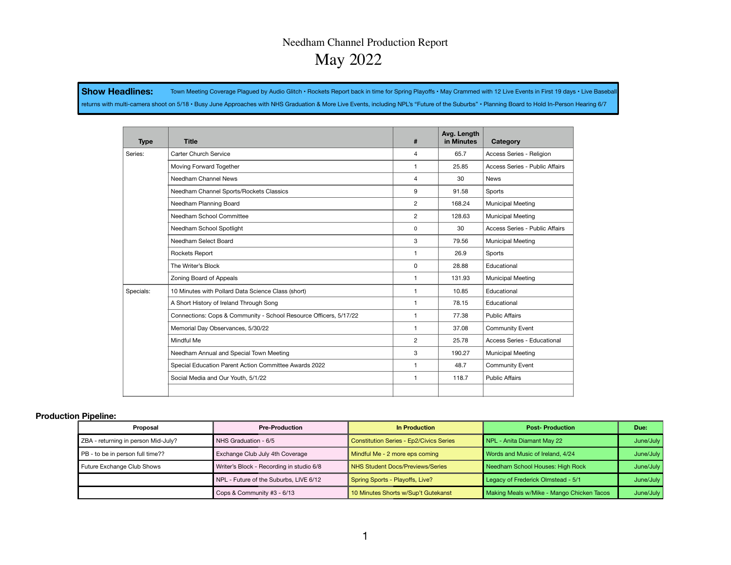# Needham Channel Production Report

## May 2022

**Show Headlines:** Town Meeting Coverage Plagued by Audio Glitch • Rockets Report back in time for Spring Playoffs • May Crammed with 12 Live Events in First 19 days • Live Baseball returns with multi-camera shoot on 5/18 • Busy June Approaches with NHS Graduation & More Live Events, including NPL's "Future of the Suburbs" • Planning Board to Hold In-Person Hearing 6/7

| Type | Title | # | Avg. Length in Minutes | Category |
|---|---|---|---|---|
| Series: | Carter Church Service | 4 | 65.7 | Access Series - Religion |
| | Moving Forward Together | 1 | 25.85 | Access Series - Public Affairs |
| | Needham Channel News | 4 | 30 | News |
| | Needham Channel Sports/Rockets Classics | 9 | 91.58 | Sports |
| | Needham Planning Board | 2 | 168.24 | Municipal Meeting |
| | Needham School Committee | 2 | 128.63 | Municipal Meeting |
| | Needham School Spotlight | 0 | 30 | Access Series - Public Affairs |
| | Needham Select Board | 3 | 79.56 | Municipal Meeting |
| | Rockets Report | 1 | 26.9 | Sports |
| | The Writer's Block | 0 | 28.88 | Educational |
| | Zoning Board of Appeals | 1 | 131.93 | Municipal Meeting |
| Specials: | 10 Minutes with Pollard Data Science Class (short) | 1 | 10.85 | Educational |
| | A Short History of Ireland Through Song | 1 | 78.15 | Educational |
| | Connections: Cops & Community - School Resource Officers, 5/17/22 | 1 | 77.38 | Public Affairs |
| | Memorial Day Observances, 5/30/22 | 1 | 37.08 | Community Event |
| | Mindful Me | 2 | 25.78 | Access Series - Educational |
| | Needham Annual and Special Town Meeting | 3 | 190.27 | Municipal Meeting |
| | Special Education Parent Action Committee Awards 2022 | 1 | 48.7 | Community Event |
| | Social Media and Our Youth, 5/1/22 | 1 | 118.7 | Public Affairs |
| | | | | |

**Production Pipeline:**

| Proposal | Pre-Production | In Production | Post- Production | Due: |
|---|---|---|---|---|
| ZBA - returning in person Mid-July? | NHS Graduation - 6/5 | Constitution Series - Ep2/Civics Series | NPL - Anita Diamant May 22 | June/July |
| PB - to be in person full time?? | Exchange Club July 4th Coverage | Mindful Me - 2 more eps coming | Words and Music of Ireland, 4/24 | June/July |
| Future Exchange Club Shows | Writer's Block - Recording in studio 6/8 | NHS Student Docs/Previews/Series | Needham School Houses: High Rock | June/July |
| | NPL - Future of the Suburbs, LIVE 6/12 | Spring Sports - Playoffs, Live? | Legacy of Frederick Olmstead - 5/1 | June/July |
| | Cops & Community #3 - 6/13 | 10 Minutes Shorts w/Sup't Gutekanst | Making Meals w/Mike - Mango Chicken Tacos | June/July |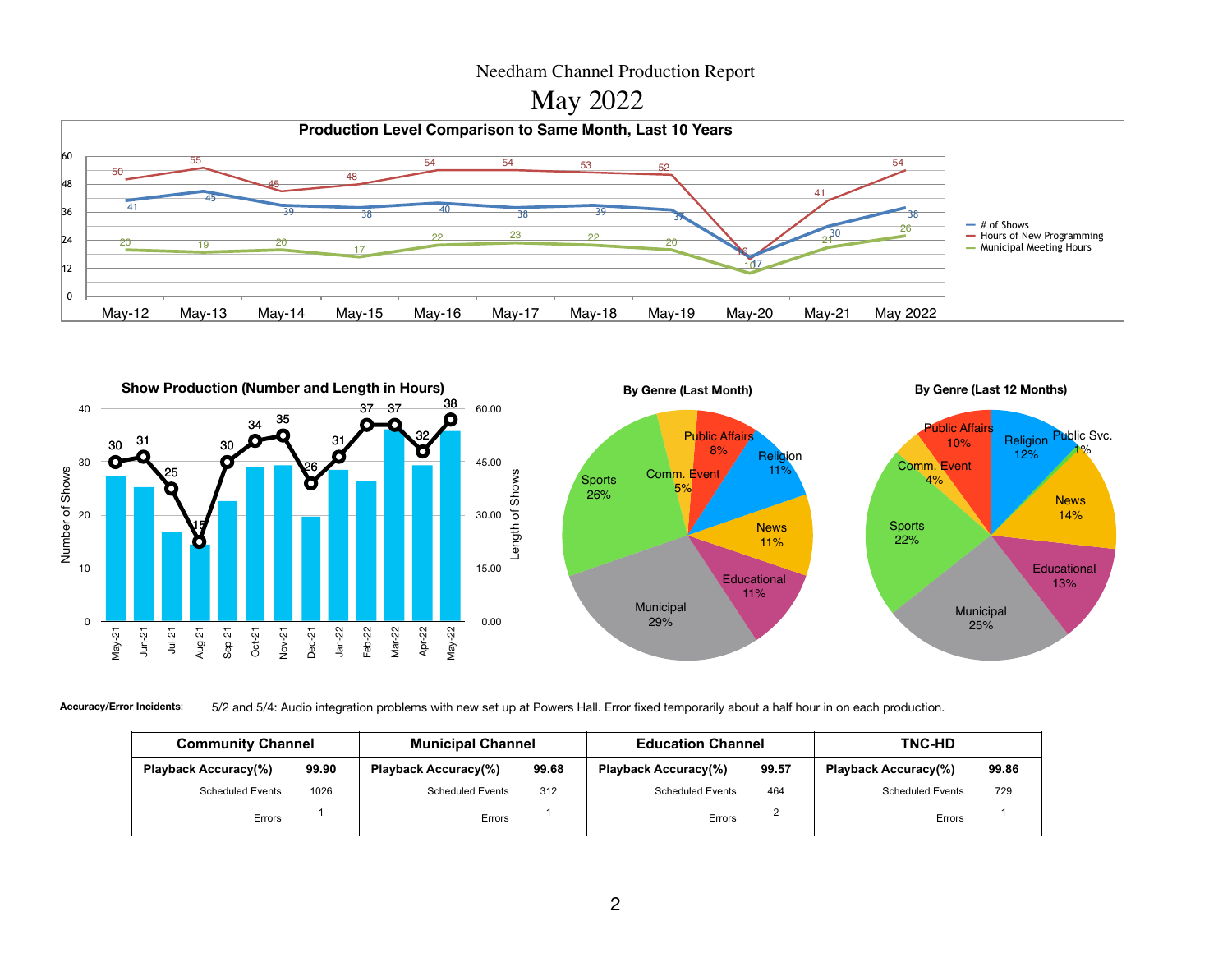Needham Channel Production Report

# May 2022

**Production Level Comparison to Same Month, Last 10 Years**

| | May-12 | May-13 | May-14 | May-15 | May-16 | May-17 | May-18 | May-19 | May-20 | May-21 | May 2022 |
|---|---|---|---|---|---|---|---|---|---|---|---|
| # of Shows | 41 | 45 | 39 | 38 | 40 | 38 | 39 | 37 | 17 | 30 | 38 |
| Hours of New Programming | 50 | 55 | 45 | 48 | 54 | 54 | 53 | 52 | 16 | 41 | 54 |
| Municipal Meeting Hours | 20 | 19 | 20 | 17 | 22 | 23 | 22 | 20 | 10 | 21 | 26 |

**Show Production (Number and Length in Hours)**

| | May-21 | Jun-21 | Jul-21 | Aug-21 | Sep-21 | Oct-21 | Nov-21 | Dec-21 | Jan-22 | Feb-22 | Mar-22 | Apr-22 | May-22 |
|---|---|---|---|---|---|---|---|---|---|---|---|---|---|
| Number of Shows | 30 | 31 | 25 | 15 | 30 | 34 | 35 | 26 | 31 | 37 | 37 | 32 | 38 |

**By Genre (Last Month)**

| Genre | % |
|---|---|
| Municipal | 29% |
| Sports | 26% |
| Comm. Event | 5% |
| Public Affairs | 8% |
| Religion | 11% |
| News | 11% |
| Educational | 11% |

**By Genre (Last 12 Months)**

| Genre | % |
|---|---|
| Religion | 12% |
| Public Svc. | 1% |
| News | 14% |
| Educational | 13% |
| Municipal | 25% |
| Sports | 22% |
| Comm. Event | 4% |
| Public Affairs | 10% |

**Accuracy/Error Incidents**: 5/2 and 5/4: Audio integration problems with new set up at Powers Hall. Error fixed temporarily about a half hour in on each production.

| | Community Channel | Municipal Channel | Education Channel | TNC-HD |
|---|---|---|---|---|
| Playback Accuracy(%) | 99.90 | 99.68 | 99.57 | 99.86 |
| Scheduled Events | 1026 | 312 | 464 | 729 |
| Errors | 1 | 1 | 2 | 1 |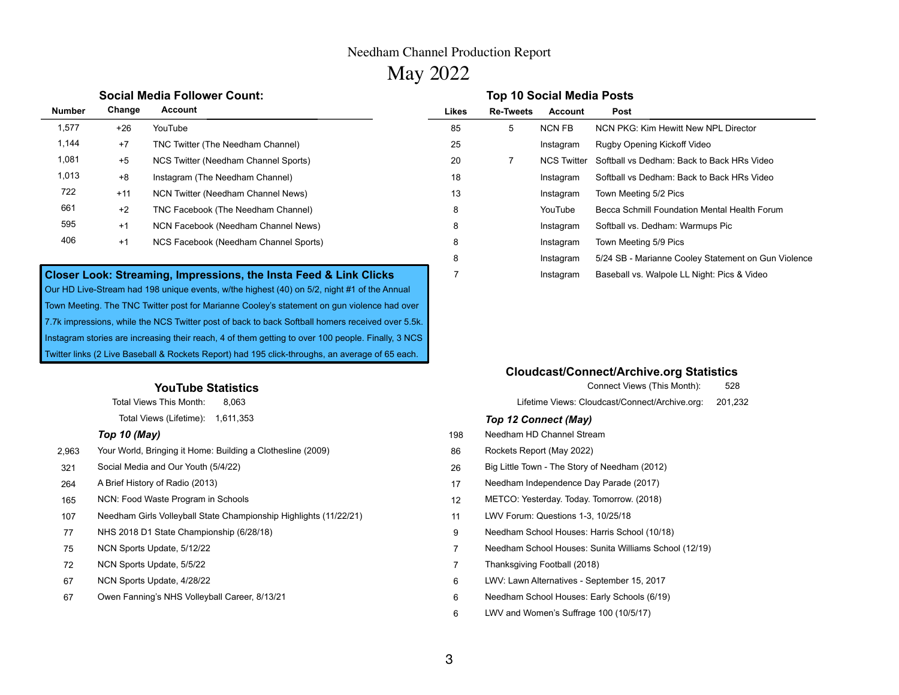# Needham Channel Production Report

## May 2022

### Social Media Follower Count:

| Number | Change | Account |
|---|---|---|
| 1,577 | +26 | YouTube |
| 1,144 | +7 | TNC Twitter (The Needham Channel) |
| 1,081 | +5 | NCS Twitter (Needham Channel Sports) |
| 1,013 | +8 | Instagram (The Needham Channel) |
| 722 | +11 | NCN Twitter (Needham Channel News) |
| 661 | +2 | TNC Facebook (The Needham Channel) |
| 595 | +1 | NCN Facebook (Needham Channel News) |
| 406 | +1 | NCS Facebook (Needham Channel Sports) |

### Closer Look: Streaming, Impressions, the Insta Feed & Link Clicks

Our HD Live-Stream had 198 unique events, w/the highest (40) on 5/2, night #1 of the Annual Town Meeting. The TNC Twitter post for Marianne Cooley's statement on gun violence had over 7.7k impressions, while the NCS Twitter post of back to back Softball homers received over 5.5k. Instagram stories are increasing their reach, 4 of them getting to over 100 people. Finally, 3 NCS Twitter links (2 Live Baseball & Rockets Report) had 195 click-throughs, an average of 65 each.

### YouTube Statistics

Total Views This Month: 8,063

Total Views (Lifetime): 1,611,353

*Top 10 (May)*

| | |
|---|---|
| 2,963 | Your World, Bringing it Home: Building a Clothesline (2009) |
| 321 | Social Media and Our Youth (5/4/22) |
| 264 | A Brief History of Radio (2013) |
| 165 | NCN: Food Waste Program in Schools |
| 107 | Needham Girls Volleyball State Championship Highlights (11/22/21) |
| 77 | NHS 2018 D1 State Championship (6/28/18) |
| 75 | NCN Sports Update, 5/12/22 |
| 72 | NCN Sports Update, 5/5/22 |
| 67 | NCN Sports Update, 4/28/22 |
| 67 | Owen Fanning's NHS Volleyball Career, 8/13/21 |

### Top 10 Social Media Posts

| Likes | Re-Tweets | Account | Post |
|---|---|---|---|
| 85 | 5 | NCN FB | NCN PKG: Kim Hewitt New NPL Director |
| 25 | | Instagram | Rugby Opening Kickoff Video |
| 20 | 7 | NCS Twitter | Softball vs Dedham: Back to Back HRs Video |
| 18 | | Instagram | Softball vs Dedham: Back to Back HRs Video |
| 13 | | Instagram | Town Meeting 5/2 Pics |
| 8 | | YouTube | Becca Schmill Foundation Mental Health Forum |
| 8 | | Instagram | Softball vs. Dedham: Warmups Pic |
| 8 | | Instagram | Town Meeting 5/9 Pics |
| 8 | | Instagram | 5/24 SB - Marianne Cooley Statement on Gun Violence |
| 7 | | Instagram | Baseball vs. Walpole LL Night: Pics & Video |

### Cloudcast/Connect/Archive.org Statistics

Connect Views (This Month): 528

Lifetime Views: Cloudcast/Connect/Archive.org: 201,232

*Top 12 Connect (May)*

| | |
|---|---|
| 198 | Needham HD Channel Stream |
| 86 | Rockets Report (May 2022) |
| 26 | Big Little Town - The Story of Needham (2012) |
| 17 | Needham Independence Day Parade (2017) |
| 12 | METCO: Yesterday. Today. Tomorrow. (2018) |
| 11 | LWV Forum: Questions 1-3, 10/25/18 |
| 9 | Needham School Houses: Harris School (10/18) |
| 7 | Needham School Houses: Sunita Williams School (12/19) |
| 7 | Thanksgiving Football (2018) |
| 6 | LWV: Lawn Alternatives - September 15, 2017 |
| 6 | Needham School Houses: Early Schools (6/19) |
| 6 | LWV and Women's Suffrage 100 (10/5/17) |